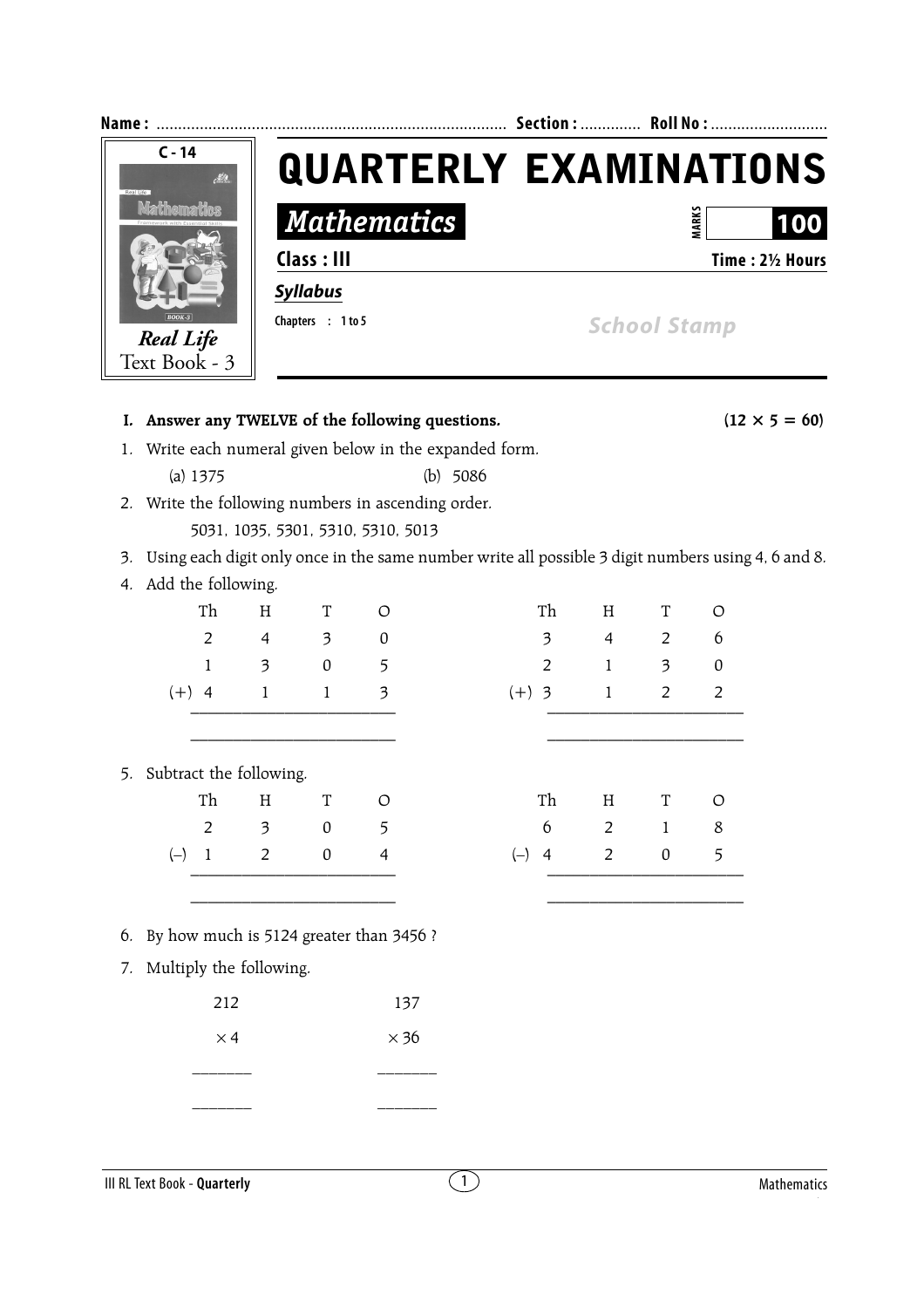Name : ................................................................................ Section : ............. Roll No : ..........................

C - 14

*Real Life* Text Book - 3

# QUARTERLY EXAMINATIONS

## *Mathematics*

MARKS **100**

**Class : III** **Time : 2½ Hours**

***Syllabus***

**Chapters : 1 to 5**

School Stamp

**I. Answer any TWELVE of the following questions.** **(12 × 5 = 60)**

1. Write each numeral given below in the expanded form.

   (a) 1375 (b) 5086

2. Write the following numbers in ascending order.

   5031, 1035, 5301, 5310, 5310, 5013

3. Using each digit only once in the same number write all possible 3 digit numbers using 4, 6 and 8.

4. Add the following.

|  | Th | H | T | O |
|---|---|---|---|---|
|  | 2 | 4 | 3 | 0 |
|  | 1 | 3 | 0 | 5 |
| (+) | 4 | 1 | 1 | 3 |
|  | ___ | ___ | ___ | ___ |

|  | Th | H | T | O |
|---|---|---|---|---|
|  | 3 | 4 | 2 | 6 |
|  | 2 | 1 | 3 | 0 |
| (+) | 3 | 1 | 2 | 2 |
|  | ___ | ___ | ___ | ___ |

5. Subtract the following.

|  | Th | H | T | O |
|---|---|---|---|---|
|  | 2 | 3 | 0 | 5 |
| (–) | 1 | 2 | 0 | 4 |
|  | ___ | ___ | ___ | ___ |

|  | Th | H | T | O |
|---|---|---|---|---|
|  | 6 | 2 | 1 | 8 |
| (–) | 4 | 2 | 0 | 5 |
|  | ___ | ___ | ___ | ___ |

6. By how much is 5124 greater than 3456 ?

7. Multiply the following.

   $$\begin{array}{r} 212 \\ \times 4 \\ \hline \\ \hline \end{array} \qquad \begin{array}{r} 137 \\ \times 36 \\ \hline \\ \hline \end{array}$$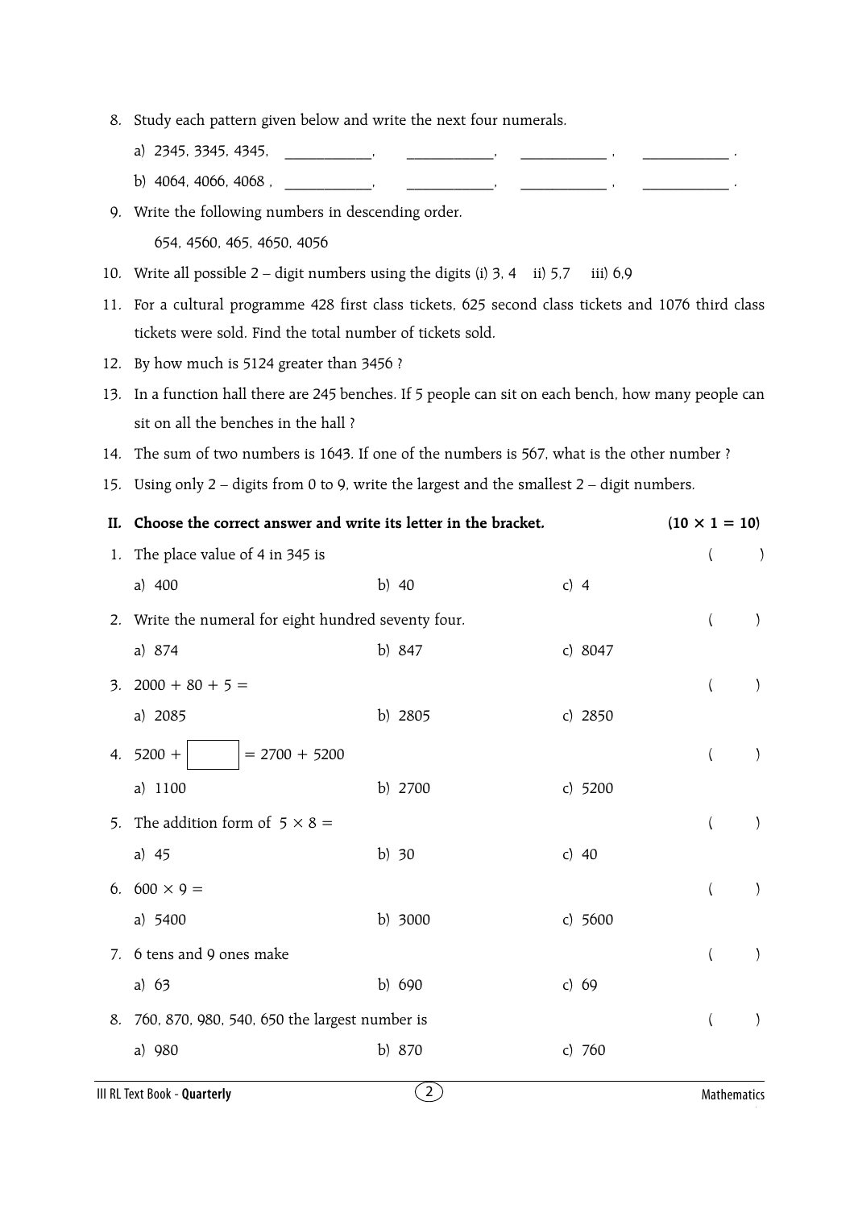8. Study each pattern given below and write the next four numerals.

   a) 2345, 3345, 4345, \_\_\_\_\_\_\_\_\_\_\_\_, \_\_\_\_\_\_\_\_\_\_\_\_, \_\_\_\_\_\_\_\_\_\_\_\_ , \_\_\_\_\_\_\_\_\_\_\_\_ .

   b) 4064, 4066, 4068 , \_\_\_\_\_\_\_\_\_\_\_\_, \_\_\_\_\_\_\_\_\_\_\_\_, \_\_\_\_\_\_\_\_\_\_\_\_ , \_\_\_\_\_\_\_\_\_\_\_\_ .

9. Write the following numbers in descending order.

   654, 4560, 465, 4650, 4056

10. Write all possible 2 – digit numbers using the digits (i) 3, 4 ii) 5,7 iii) 6,9

11. For a cultural programme 428 first class tickets, 625 second class tickets and 1076 third class tickets were sold. Find the total number of tickets sold.

12. By how much is 5124 greater than 3456 ?

13. In a function hall there are 245 benches. If 5 people can sit on each bench, how many people can sit on all the benches in the hall ?

14. The sum of two numbers is 1643. If one of the numbers is 567, what is the other number ?

15. Using only 2 – digits from 0 to 9, write the largest and the smallest 2 – digit numbers.

**II. Choose the correct answer and write its letter in the bracket.** **(10 × 1 = 10)**

1. The place value of 4 in 345 is ( )

   a) 400 b) 40 c) 4

2. Write the numeral for eight hundred seventy four. ( )

   a) 874 b) 847 c) 8047

3. $2000 + 80 + 5 =$ ( )

   a) 2085 b) 2805 c) 2850

4. $5200 + \boxed{\phantom{00}} = 2700 + 5200$ ( )

   a) 1100 b) 2700 c) 5200

5. The addition form of $5 \times 8 =$ ( )

   a) 45 b) 30 c) 40

6. $600 \times 9 =$ ( )

   a) 5400 b) 3000 c) 5600

7. 6 tens and 9 ones make ( )

   a) 63 b) 690 c) 69

8. 760, 870, 980, 540, 650 the largest number is ( )

   a) 980 b) 870 c) 760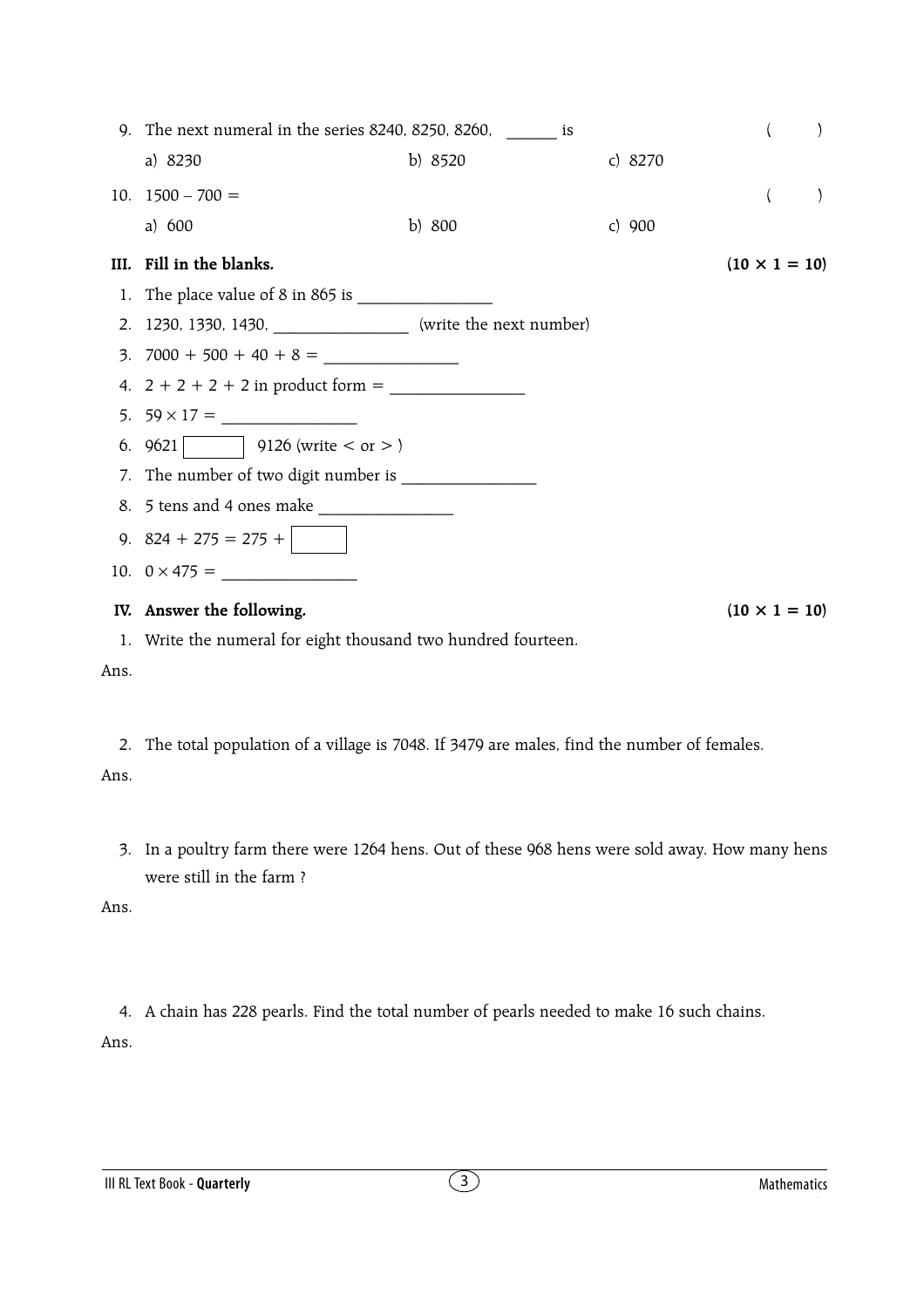9. The next numeral in the series 8240, 8250, 8260, ______ is ( )

   a) 8230 b) 8520 c) 8270

10. $1500 - 700 =$ ( )

    a) 600 b) 800 c) 900

**III. Fill in the blanks.** **($10 \times 1 = 10$)**

1. The place value of 8 in 865 is ________________
2. 1230, 1330, 1430, ________________ (write the next number)
3. $7000 + 500 + 40 + 8 =$ ________________
4. $2 + 2 + 2 + 2$ in product form = ________________
5. $59 \times 17 =$ ________________
6. 9621 [ ] 9126 (write $<$ or $>$ )
7. The number of two digit number is ________________
8. 5 tens and 4 ones make ________________
9. $824 + 275 = 275 +$ [ ]
10. $0 \times 475 =$ ________________

**IV. Answer the following.** **($10 \times 1 = 10$)**

1. Write the numeral for eight thousand two hundred fourteen.

Ans.

2. The total population of a village is 7048. If 3479 are males, find the number of females.

Ans.

3. In a poultry farm there were 1264 hens. Out of these 968 hens were sold away. How many hens were still in the farm ?

Ans.

4. A chain has 228 pearls. Find the total number of pearls needed to make 16 such chains.

Ans.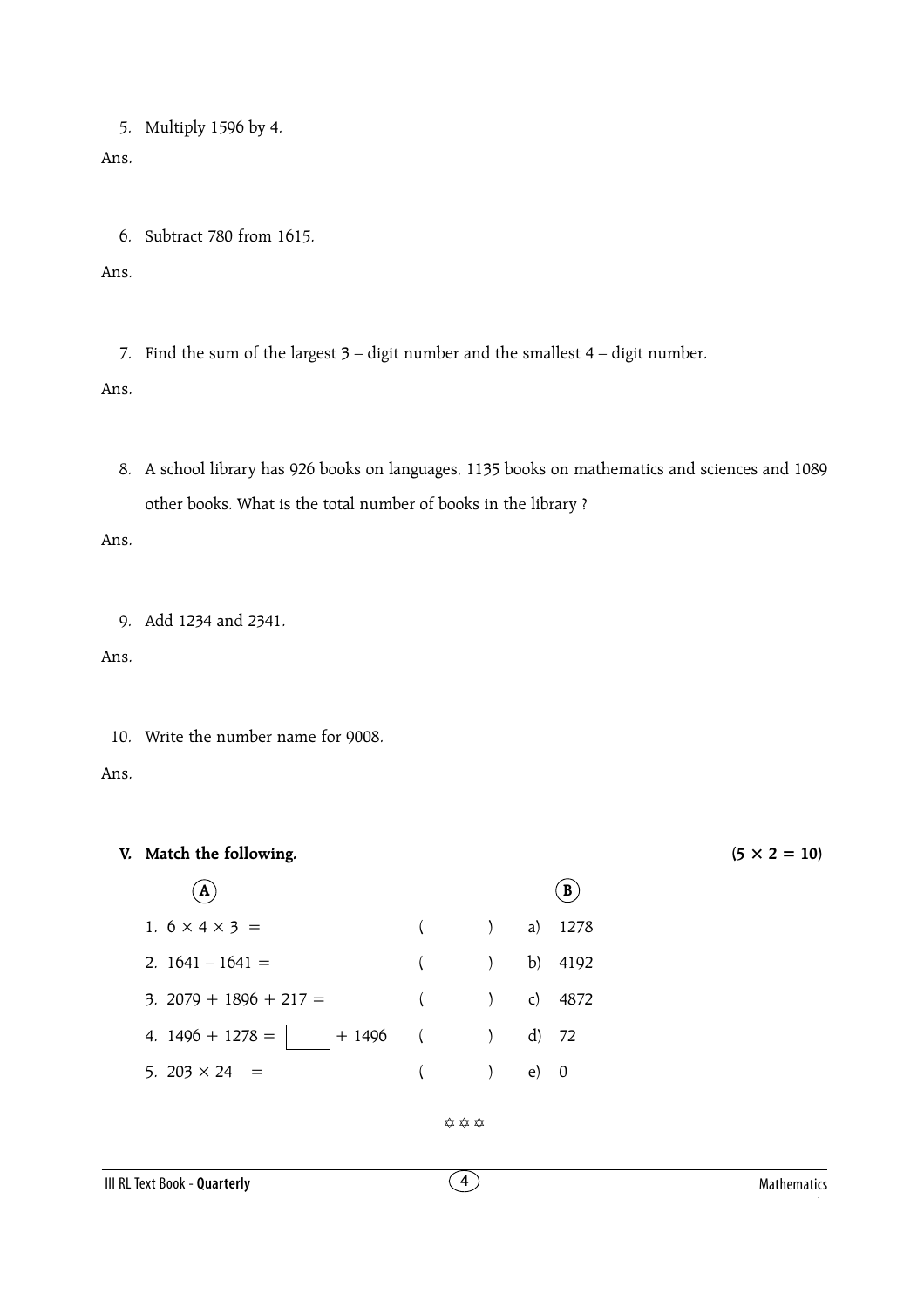5. Multiply 1596 by 4.

Ans.

6. Subtract 780 from 1615.

Ans.

7. Find the sum of the largest 3 – digit number and the smallest 4 – digit number.

Ans.

8. A school library has 926 books on languages, 1135 books on mathematics and sciences and 1089 other books. What is the total number of books in the library ?

Ans.

9. Add 1234 and 2341.

Ans.

10. Write the number name for 9008.

Ans.

**V. Match the following.** **(5 × 2 = 10)**

| A | | B |
|---|---|---|
| 1. $6 \times 4 \times 3 =$ | (   ) | a) 1278 |
| 2. $1641 - 1641 =$ | (   ) | b) 4192 |
| 3. $2079 + 1896 + 217 =$ | (   ) | c) 4872 |
| 4. $1496 + 1278 = \square + 1496$ | (   ) | d) 72 |
| 5. $203 \times 24 =$ | (   ) | e) 0 |

✡ ✡ ✡